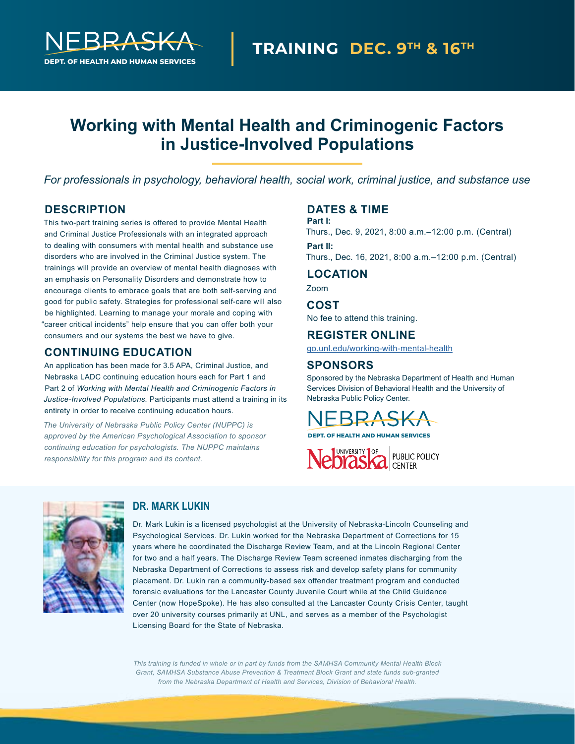NEBRASKA
DEPT. OF HEALTH AND HUMAN SERVICES

TRAINING DEC. 9TH & 16TH

# Working with Mental Health and Criminogenic Factors in Justice-Involved Populations

*For professionals in psychology, behavioral health, social work, criminal justice, and substance use*

## DESCRIPTION

This two-part training series is offered to provide Mental Health and Criminal Justice Professionals with an integrated approach to dealing with consumers with mental health and substance use disorders who are involved in the Criminal Justice system. The trainings will provide an overview of mental health diagnoses with an emphasis on Personality Disorders and demonstrate how to encourage clients to embrace goals that are both self-serving and good for public safety. Strategies for professional self-care will also be highlighted. Learning to manage your morale and coping with "career critical incidents" help ensure that you can offer both your consumers and our systems the best we have to give.

## CONTINUING EDUCATION

An application has been made for 3.5 APA, Criminal Justice, and Nebraska LADC continuing education hours each for Part 1 and Part 2 of *Working with Mental Health and Criminogenic Factors in Justice-Involved Populations.* Participants must attend a training in its entirety in order to receive continuing education hours.

*The University of Nebraska Public Policy Center (NUPPC) is approved by the American Psychological Association to sponsor continuing education for psychologists. The NUPPC maintains responsibility for this program and its content.*

## DATES & TIME

**Part I:**
Thurs., Dec. 9, 2021, 8:00 a.m.–12:00 p.m. (Central)

**Part II:**
Thurs., Dec. 16, 2021, 8:00 a.m.–12:00 p.m. (Central)

## LOCATION

Zoom

## COST

No fee to attend this training.

## REGISTER ONLINE

go.unl.edu/working-with-mental-health

## SPONSORS

Sponsored by the Nebraska Department of Health and Human Services Division of Behavioral Health and the University of Nebraska Public Policy Center.

NEBRASKA
DEPT. OF HEALTH AND HUMAN SERVICES

University of Nebraska PUBLIC POLICY CENTER

## DR. MARK LUKIN

Dr. Mark Lukin is a licensed psychologist at the University of Nebraska-Lincoln Counseling and Psychological Services. Dr. Lukin worked for the Nebraska Department of Corrections for 15 years where he coordinated the Discharge Review Team, and at the Lincoln Regional Center for two and a half years. The Discharge Review Team screened inmates discharging from the Nebraska Department of Corrections to assess risk and develop safety plans for community placement. Dr. Lukin ran a community-based sex offender treatment program and conducted forensic evaluations for the Lancaster County Juvenile Court while at the Child Guidance Center (now HopeSpoke). He has also consulted at the Lancaster County Crisis Center, taught over 20 university courses primarily at UNL, and serves as a member of the Psychologist Licensing Board for the State of Nebraska.

*This training is funded in whole or in part by funds from the SAMHSA Community Mental Health Block Grant, SAMHSA Substance Abuse Prevention & Treatment Block Grant and state funds sub-granted from the Nebraska Department of Health and Services, Division of Behavioral Health.*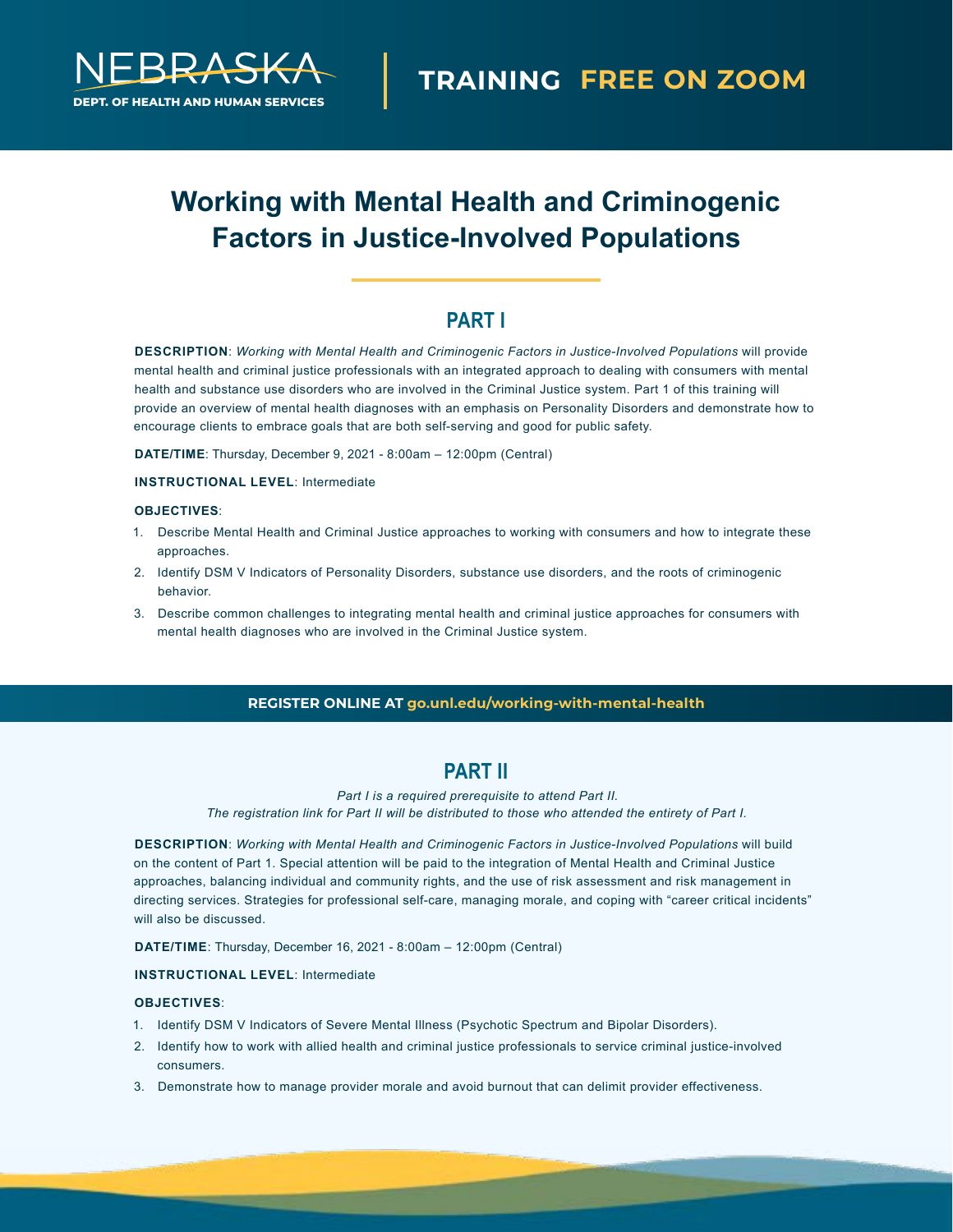NEBRASKA

DEPT. OF HEALTH AND HUMAN SERVICES

**TRAINING FREE ON ZOOM**

# Working with Mental Health and Criminogenic Factors in Justice-Involved Populations

## PART I

**DESCRIPTION**: *Working with Mental Health and Criminogenic Factors in Justice-Involved Populations* will provide mental health and criminal justice professionals with an integrated approach to dealing with consumers with mental health and substance use disorders who are involved in the Criminal Justice system. Part 1 of this training will provide an overview of mental health diagnoses with an emphasis on Personality Disorders and demonstrate how to encourage clients to embrace goals that are both self-serving and good for public safety.

**DATE/TIME**: Thursday, December 9, 2021 - 8:00am – 12:00pm (Central)

**INSTRUCTIONAL LEVEL**: Intermediate

**OBJECTIVES**:

1. Describe Mental Health and Criminal Justice approaches to working with consumers and how to integrate these approaches.
2. Identify DSM V Indicators of Personality Disorders, substance use disorders, and the roots of criminogenic behavior.
3. Describe common challenges to integrating mental health and criminal justice approaches for consumers with mental health diagnoses who are involved in the Criminal Justice system.

**REGISTER ONLINE AT go.unl.edu/working-with-mental-health**

## PART II

*Part I is a required prerequisite to attend Part II.*
*The registration link for Part II will be distributed to those who attended the entirety of Part I.*

**DESCRIPTION**: *Working with Mental Health and Criminogenic Factors in Justice-Involved Populations* will build on the content of Part 1. Special attention will be paid to the integration of Mental Health and Criminal Justice approaches, balancing individual and community rights, and the use of risk assessment and risk management in directing services. Strategies for professional self-care, managing morale, and coping with "career critical incidents" will also be discussed.

**DATE/TIME**: Thursday, December 16, 2021 - 8:00am – 12:00pm (Central)

**INSTRUCTIONAL LEVEL**: Intermediate

**OBJECTIVES**:

1. Identify DSM V Indicators of Severe Mental Illness (Psychotic Spectrum and Bipolar Disorders).
2. Identify how to work with allied health and criminal justice professionals to service criminal justice-involved consumers.
3. Demonstrate how to manage provider morale and avoid burnout that can delimit provider effectiveness.